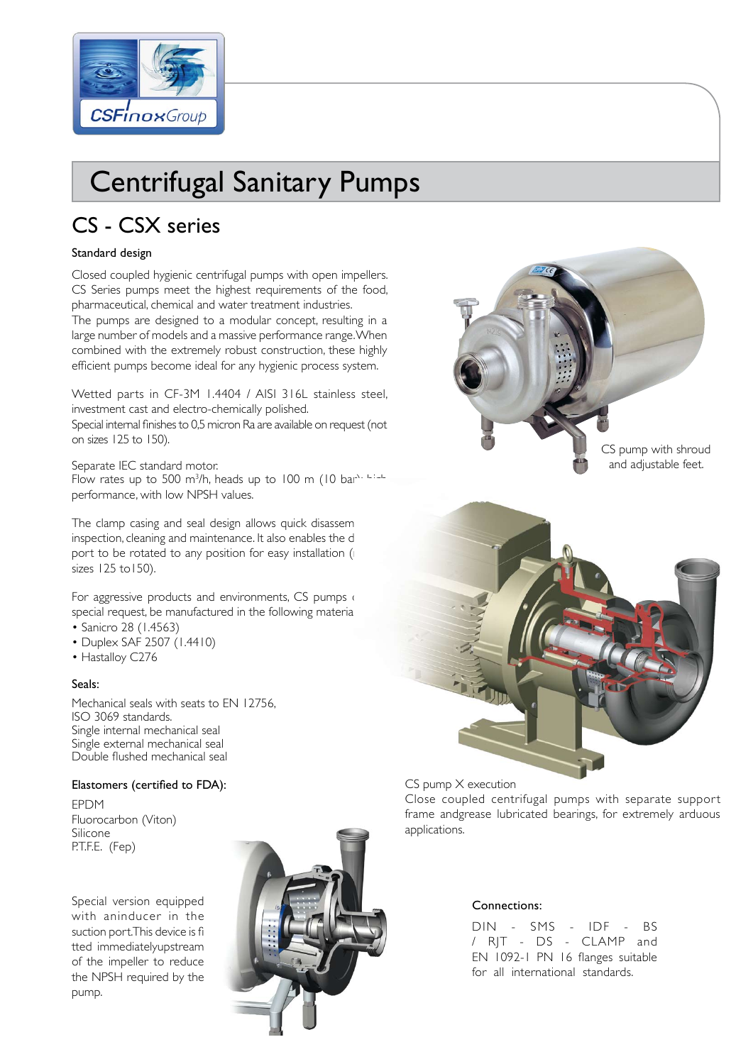CSFinoxGroup

# Centrifugal Sanitary Pumps

## CS - CSX series

### Standard design

Closed coupled hygienic centrifugal pumps with open impellers. CS Series pumps meet the highest requirements of the food, pharmaceutical, chemical and water treatment industries.
The pumps are designed to a modular concept, resulting in a large number of models and a massive performance range. When combined with the extremely robust construction, these highly efficient pumps become ideal for any hygienic process system.

Wetted parts in CF-3M 1.4404 / AISI 316L stainless steel, investment cast and electro-chemically polished.
Special internal finishes to 0,5 micron Ra are available on request (not on sizes 125 to 150).

Separate IEC standard motor.
Flow rates up to 500 m³/h, heads up to 100 m (10 bar), high performance, with low NPSH values.

The clamp casing and seal design allows quick disassembly, inspection, cleaning and maintenance. It also enables the d... port to be rotated to any position for easy installation (... sizes 125 to150).

For aggressive products and environments, CS pumps ... special request, be manufactured in the following materia...

- Sanicro 28 (1.4563)
- Duplex SAF 2507 (1.4410)
- Hastalloy C276

CS pump with shroud and adjustable feet.

### Seals:

Mechanical seals with seats to EN 12756, ISO 3069 standards.
Single internal mechanical seal
Single external mechanical seal
Double flushed mechanical seal

### Elastomers (certified to FDA):

EPDM
Fluorocarbon (Viton)
Silicone
P.T.F.E. (Fep)

Special version equipped with aninducer in the suction port.This device is fitted immediatelyupstream of the impeller to reduce the NPSH required by the pump.

CS pump X execution
Close coupled centrifugal pumps with separate support frame andgrease lubricated bearings, for extremely arduous applications.

### Connections:

DIN - SMS - IDF - BS / RJT - DS - CLAMP and EN 1092-1 PN 16 flanges suitable for all international standards.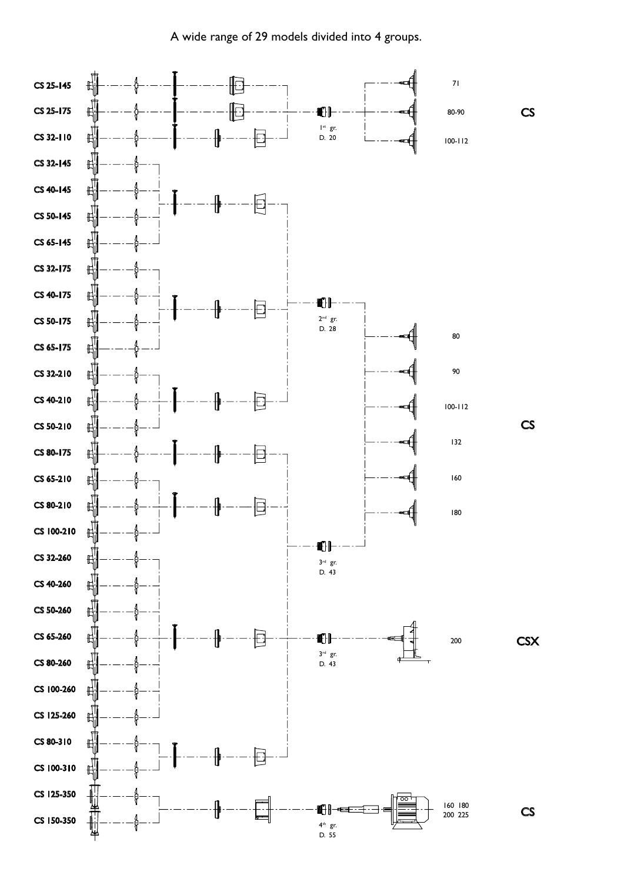A wide range of 29 models divided into 4 groups.

CS 25-145

CS 25-175

CS 32-110

CS 32-145

CS 40-145

CS 50-145

CS 65-145

CS 32-175

CS 40-175

CS 50-175

CS 65-175

CS 32-210

CS 40-210

CS 50-210

CS 80-175

CS 65-210

CS 80-210

CS 100-210

CS 32-260

CS 40-260

CS 50-260

CS 65-260

CS 80-260

CS 100-260

CS 125-260

CS 80-310

CS 100-310

CS 125-350

CS 150-350

1st gr. D. 20

71

80-90

100-112

CS

2nd gr. D. 28

3rd gr. D. 43

80

90

100-112

132

160

180

CS

3rd gr. D. 43

200

CSX

4th gr. D. 55

160 180 200 225

CS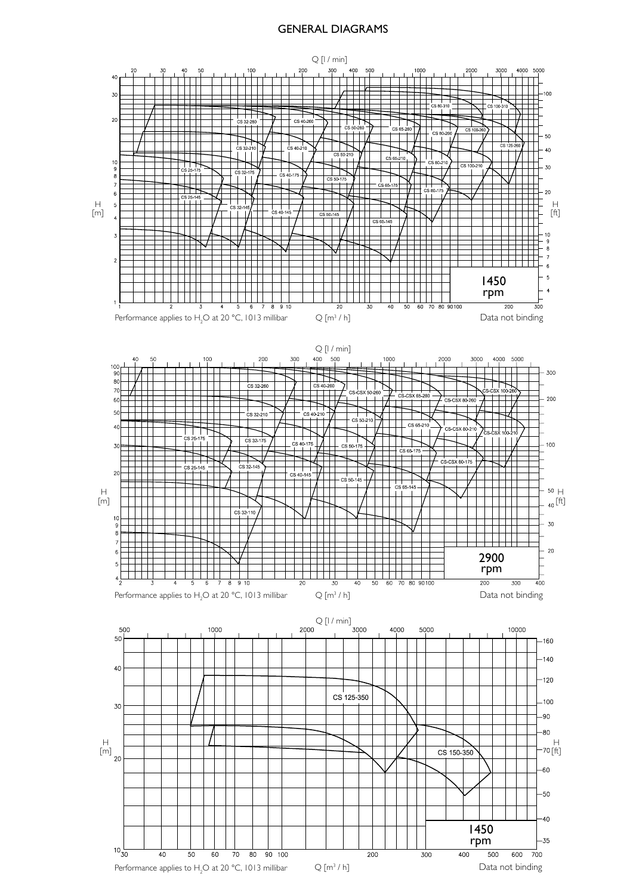# GENERAL DIAGRAMS

Q [l / min]

CS 32-260 · CS 40-260 · CS 50-260 · CS 65-260 · CS 80-260 · CS 80-310 · CS 100-260 · CS 100-310 · CS 125-260 · CS 32-210 · CS 40-210 · CS 50-210 · CS 65-210 · CS 80-210 · CS 100-210 · CS 25-175 · CS 32-175 · CS 40-175 · CS 50-175 · CS 65-175 · CS 80-175 · CS 25-145 · CS 32-145 · CS 40-145 · CS 50-145 · CS 65-145

H [m] · H [ft]

1450 rpm

Performance applies to $H_2O$ at 20 °C, 1013 millibar Q [$m^3$ / h] Data not binding

Q [l / min]

CS 32-260 · CS 40-260 · CS-CSX 50-260 · CS-CSX 65-260 · CS-CSX 80-260 · CS-CSX 100-260 · CS 32-210 · CS 40-210 · CS 50-210 · CS 65-210 · CS-CSX 80-210 · CS-CSX 100-210 · CS 25-175 · CS 32-175 · CS 40-175 · CS 50-175 · CS 65-175 · CS-CSX 80-175 · CS 25-145 · CS 32-145 · CS 40-145 · CS 50-145 · CS 65-145 · CS 32-110

H [m] · H [ft]

2900 rpm

Performance applies to $H_2O$ at 20 °C, 1013 millibar Q [$m^3$ / h] Data not binding

Q [l / min]

CS 125-350 · CS 150-350

H [m] · H [ft]

1450 rpm

Performance applies to $H_2O$ at 20 °C, 1013 millibar Q [$m^3$ / h] Data not binding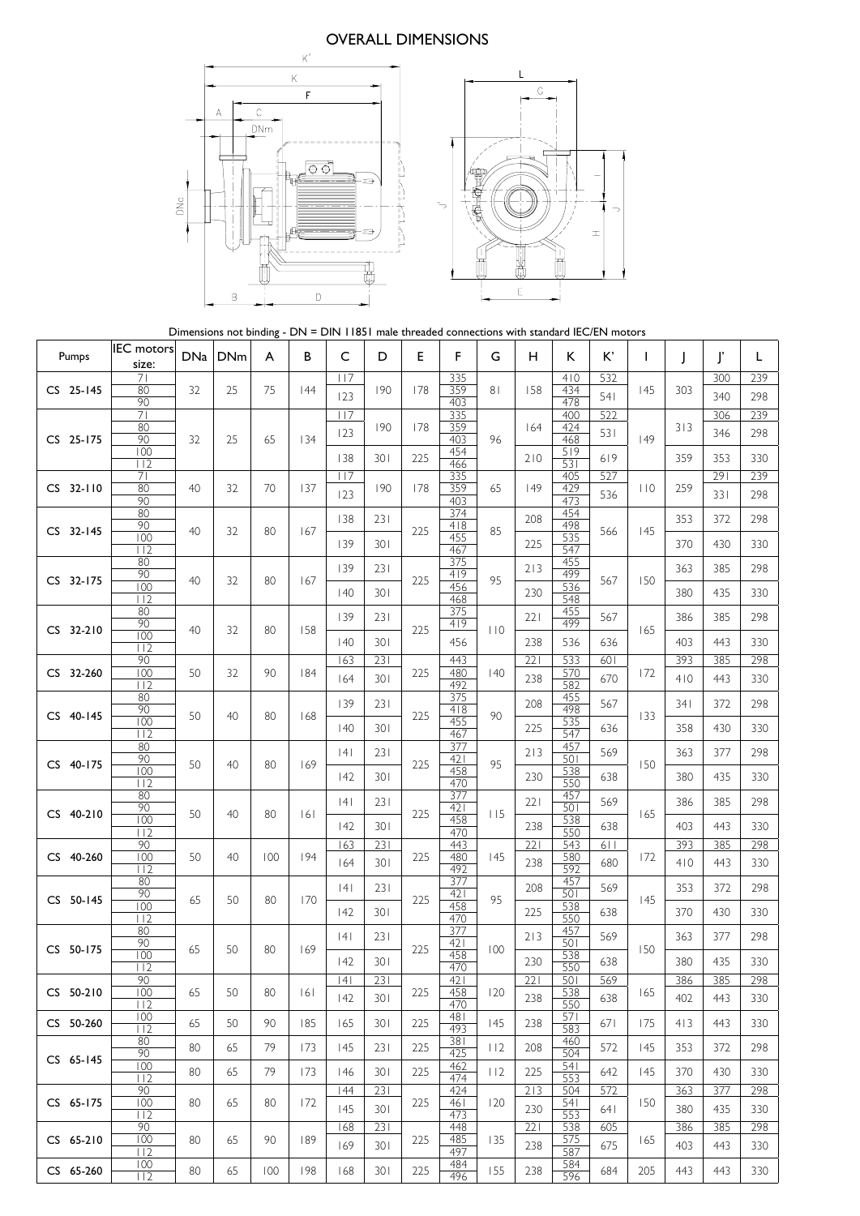# OVERALL DIMENSIONS

Dimensions not binding - DN = DIN 11851 male threaded connections with standard IEC/EN motors

| Pumps | IEC motors size: | DNa | DNm | A | B | C | D | E | F | G | H | K | K' | I | J | J' | L |
|---|---|---|---|---|---|---|---|---|---|---|---|---|---|---|---|---|---|
| CS 25-145 | 71 | 32 | 25 | 75 | 144 | 117 | 190 | 178 | 335 | 81 | 158 | 410 | 532 | 145 | 303 | 300 | 239 |
| CS 25-145 | 80 | 32 | 25 | 75 | 144 | 123 | 190 | 178 | 359 | 81 | 158 | 434 | 541 | 145 | 303 | 340 | 298 |
| CS 25-145 | 90 | 32 | 25 | 75 | 144 | 123 | 190 | 178 | 403 | 81 | 158 | 478 | 541 | 145 | 303 | 340 | 298 |
| CS 25-175 | 71 | 32 | 25 | 65 | 134 | 117 | 190 | 178 | 335 | 96 | 164 | 400 | 522 | 149 | 313 | 306 | 239 |
| CS 25-175 | 80 | 32 | 25 | 65 | 134 | 123 | 190 | 178 | 359 | 96 | 164 | 424 | 531 | 149 | 313 | 346 | 298 |
| CS 25-175 | 90 | 32 | 25 | 65 | 134 | 123 | 190 | 178 | 403 | 96 | 164 | 468 | 531 | 149 | 313 | 346 | 298 |
| CS 25-175 | 100 | 32 | 25 | 65 | 134 | 138 | 301 | 225 | 454 | 96 | 210 | 519 | 619 | 149 | 359 | 353 | 330 |
| CS 25-175 | 112 | 32 | 25 | 65 | 134 | 138 | 301 | 225 | 466 | 96 | 210 | 531 | 619 | 149 | 359 | 353 | 330 |
| CS 32-110 | 71 | 40 | 32 | 70 | 137 | 117 | 190 | 178 | 335 | 65 | 149 | 405 | 527 | 110 | 259 | 291 | 239 |
| CS 32-110 | 80 | 40 | 32 | 70 | 137 | 123 | 190 | 178 | 359 | 65 | 149 | 429 | 536 | 110 | 259 | 331 | 298 |
| CS 32-110 | 90 | 40 | 32 | 70 | 137 | 123 | 190 | 178 | 403 | 65 | 149 | 473 | 536 | 110 | 259 | 331 | 298 |
| CS 32-145 | 80 | 40 | 32 | 80 | 167 | 138 | 231 | 225 | 374 | 85 | 208 | 454 | 566 | 145 | 353 | 372 | 298 |
| CS 32-145 | 90 | 40 | 32 | 80 | 167 | 138 | 231 | 225 | 418 | 85 | 208 | 498 | 566 | 145 | 353 | 372 | 298 |
| CS 32-145 | 100 | 40 | 32 | 80 | 167 | 139 | 301 | 225 | 455 | 85 | 225 | 535 | 566 | 145 | 370 | 430 | 330 |
| CS 32-145 | 112 | 40 | 32 | 80 | 167 | 139 | 301 | 225 | 467 | 85 | 225 | 547 | 566 | 145 | 370 | 430 | 330 |
| CS 32-175 | 80 | 40 | 32 | 80 | 167 | 139 | 231 | 225 | 375 | 95 | 213 | 455 | 567 | 150 | 363 | 385 | 298 |
| CS 32-175 | 90 | 40 | 32 | 80 | 167 | 139 | 231 | 225 | 419 | 95 | 213 | 499 | 567 | 150 | 363 | 385 | 298 |
| CS 32-175 | 100 | 40 | 32 | 80 | 167 | 140 | 301 | 225 | 456 | 95 | 230 | 536 | 567 | 150 | 380 | 435 | 330 |
| CS 32-175 | 112 | 40 | 32 | 80 | 167 | 140 | 301 | 225 | 468 | 95 | 230 | 548 | 567 | 150 | 380 | 435 | 330 |
| CS 32-210 | 80 | 40 | 32 | 80 | 158 | 139 | 231 | 225 | 375 | 110 | 221 | 455 | 567 | 165 | 386 | 385 | 298 |
| CS 32-210 | 90 | 40 | 32 | 80 | 158 | 139 | 231 | 225 | 419 | 110 | 221 | 499 | 567 | 165 | 386 | 385 | 298 |
| CS 32-210 | 100 | 40 | 32 | 80 | 158 | 140 | 301 | 225 | 456 | 110 | 238 | 536 | 636 | 165 | 403 | 443 | 330 |
| CS 32-210 | 112 | 40 | 32 | 80 | 158 | 140 | 301 | 225 | 456 | 110 | 238 | 536 | 636 | 165 | 403 | 443 | 330 |
| CS 32-260 | 90 | 50 | 32 | 90 | 184 | 163 | 231 | 225 | 443 | 140 | 221 | 533 | 601 | 172 | 393 | 385 | 298 |
| CS 32-260 | 100 | 50 | 32 | 90 | 184 | 164 | 301 | 225 | 480 | 140 | 238 | 570 | 670 | 172 | 410 | 443 | 330 |
| CS 32-260 | 112 | 50 | 32 | 90 | 184 | 164 | 301 | 225 | 492 | 140 | 238 | 582 | 670 | 172 | 410 | 443 | 330 |
| CS 40-145 | 80 | 50 | 40 | 80 | 168 | 139 | 231 | 225 | 375 | 90 | 208 | 455 | 567 | 133 | 341 | 372 | 298 |
| CS 40-145 | 90 | 50 | 40 | 80 | 168 | 139 | 231 | 225 | 418 | 90 | 208 | 498 | 567 | 133 | 341 | 372 | 298 |
| CS 40-145 | 100 | 50 | 40 | 80 | 168 | 140 | 301 | 225 | 455 | 90 | 225 | 535 | 636 | 133 | 358 | 430 | 330 |
| CS 40-145 | 112 | 50 | 40 | 80 | 168 | 140 | 301 | 225 | 467 | 90 | 225 | 547 | 636 | 133 | 358 | 430 | 330 |
| CS 40-175 | 80 | 50 | 40 | 80 | 169 | 141 | 231 | 225 | 377 | 95 | 213 | 457 | 569 | 150 | 363 | 377 | 298 |
| CS 40-175 | 90 | 50 | 40 | 80 | 169 | 141 | 231 | 225 | 421 | 95 | 213 | 501 | 569 | 150 | 363 | 377 | 298 |
| CS 40-175 | 100 | 50 | 40 | 80 | 169 | 142 | 301 | 225 | 458 | 95 | 230 | 538 | 638 | 150 | 380 | 435 | 330 |
| CS 40-175 | 112 | 50 | 40 | 80 | 169 | 142 | 301 | 225 | 470 | 95 | 230 | 550 | 638 | 150 | 380 | 435 | 330 |
| CS 40-210 | 80 | 50 | 40 | 80 | 161 | 141 | 231 | 225 | 377 | 115 | 221 | 457 | 569 | 165 | 386 | 385 | 298 |
| CS 40-210 | 90 | 50 | 40 | 80 | 161 | 141 | 231 | 225 | 421 | 115 | 221 | 501 | 569 | 165 | 386 | 385 | 298 |
| CS 40-210 | 100 | 50 | 40 | 80 | 161 | 142 | 301 | 225 | 458 | 115 | 238 | 538 | 638 | 165 | 403 | 443 | 330 |
| CS 40-210 | 112 | 50 | 40 | 80 | 161 | 142 | 301 | 225 | 470 | 115 | 238 | 550 | 638 | 165 | 403 | 443 | 330 |
| CS 40-260 | 90 | 50 | 40 | 100 | 194 | 163 | 231 | 225 | 443 | 145 | 221 | 543 | 611 | 172 | 393 | 385 | 298 |
| CS 40-260 | 100 | 50 | 40 | 100 | 194 | 164 | 301 | 225 | 480 | 145 | 238 | 580 | 680 | 172 | 410 | 443 | 330 |
| CS 40-260 | 112 | 50 | 40 | 100 | 194 | 164 | 301 | 225 | 492 | 145 | 238 | 592 | 680 | 172 | 410 | 443 | 330 |
| CS 50-145 | 80 | 65 | 50 | 80 | 170 | 141 | 231 | 225 | 377 | 95 | 208 | 457 | 569 | 145 | 353 | 372 | 298 |
| CS 50-145 | 90 | 65 | 50 | 80 | 170 | 141 | 231 | 225 | 421 | 95 | 208 | 501 | 569 | 145 | 353 | 372 | 298 |
| CS 50-145 | 100 | 65 | 50 | 80 | 170 | 142 | 301 | 225 | 458 | 95 | 225 | 538 | 638 | 145 | 370 | 430 | 330 |
| CS 50-145 | 112 | 65 | 50 | 80 | 170 | 142 | 301 | 225 | 470 | 95 | 225 | 550 | 638 | 145 | 370 | 430 | 330 |
| CS 50-175 | 80 | 65 | 50 | 80 | 169 | 141 | 231 | 225 | 377 | 100 | 213 | 457 | 569 | 150 | 363 | 377 | 298 |
| CS 50-175 | 90 | 65 | 50 | 80 | 169 | 141 | 231 | 225 | 421 | 100 | 213 | 501 | 569 | 150 | 363 | 377 | 298 |
| CS 50-175 | 100 | 65 | 50 | 80 | 169 | 142 | 301 | 225 | 458 | 100 | 230 | 538 | 638 | 150 | 380 | 435 | 330 |
| CS 50-175 | 112 | 65 | 50 | 80 | 169 | 142 | 301 | 225 | 470 | 100 | 230 | 550 | 638 | 150 | 380 | 435 | 330 |
| CS 50-210 | 90 | 65 | 50 | 80 | 161 | 141 | 231 | 225 | 421 | 120 | 221 | 501 | 569 | 165 | 386 | 385 | 298 |
| CS 50-210 | 100 | 65 | 50 | 80 | 161 | 142 | 301 | 225 | 458 | 120 | 238 | 538 | 638 | 165 | 402 | 443 | 330 |
| CS 50-210 | 112 | 65 | 50 | 80 | 161 | 142 | 301 | 225 | 470 | 120 | 238 | 550 | 638 | 165 | 402 | 443 | 330 |
| CS 50-260 | 100 | 65 | 50 | 90 | 185 | 165 | 301 | 225 | 481 | 145 | 238 | 571 | 671 | 175 | 413 | 443 | 330 |
| CS 50-260 | 112 | 65 | 50 | 90 | 185 | 165 | 301 | 225 | 493 | 145 | 238 | 583 | 671 | 175 | 413 | 443 | 330 |
| CS 65-145 | 80 | 80 | 65 | 79 | 173 | 145 | 231 | 225 | 381 | 112 | 208 | 460 | 572 | 145 | 353 | 372 | 298 |
| CS 65-145 | 90 | 80 | 65 | 79 | 173 | 145 | 231 | 225 | 425 | 112 | 208 | 504 | 572 | 145 | 353 | 372 | 298 |
| CS 65-145 | 100 | 80 | 65 | 79 | 173 | 146 | 301 | 225 | 462 | 112 | 225 | 541 | 642 | 145 | 370 | 430 | 330 |
| CS 65-145 | 112 | 80 | 65 | 79 | 173 | 146 | 301 | 225 | 474 | 112 | 225 | 553 | 642 | 145 | 370 | 430 | 330 |
| CS 65-175 | 90 | 80 | 65 | 80 | 172 | 144 | 231 | 225 | 424 | 120 | 213 | 504 | 572 | 150 | 363 | 377 | 298 |
| CS 65-175 | 100 | 80 | 65 | 80 | 172 | 145 | 301 | 225 | 461 | 120 | 230 | 541 | 641 | 150 | 380 | 435 | 330 |
| CS 65-175 | 112 | 80 | 65 | 80 | 172 | 145 | 301 | 225 | 473 | 120 | 230 | 553 | 641 | 150 | 380 | 435 | 330 |
| CS 65-210 | 90 | 80 | 65 | 90 | 189 | 168 | 231 | 225 | 448 | 135 | 221 | 538 | 605 | 165 | 386 | 385 | 298 |
| CS 65-210 | 100 | 80 | 65 | 90 | 189 | 169 | 301 | 225 | 485 | 135 | 238 | 575 | 675 | 165 | 403 | 443 | 330 |
| CS 65-210 | 112 | 80 | 65 | 90 | 189 | 169 | 301 | 225 | 497 | 135 | 238 | 587 | 675 | 165 | 403 | 443 | 330 |
| CS 65-260 | 100 | 80 | 65 | 100 | 198 | 168 | 301 | 225 | 484 | 155 | 238 | 584 | 684 | 205 | 443 | 443 | 330 |
| CS 65-260 | 112 | 80 | 65 | 100 | 198 | 168 | 301 | 225 | 496 | 155 | 238 | 596 | 684 | 205 | 443 | 443 | 330 |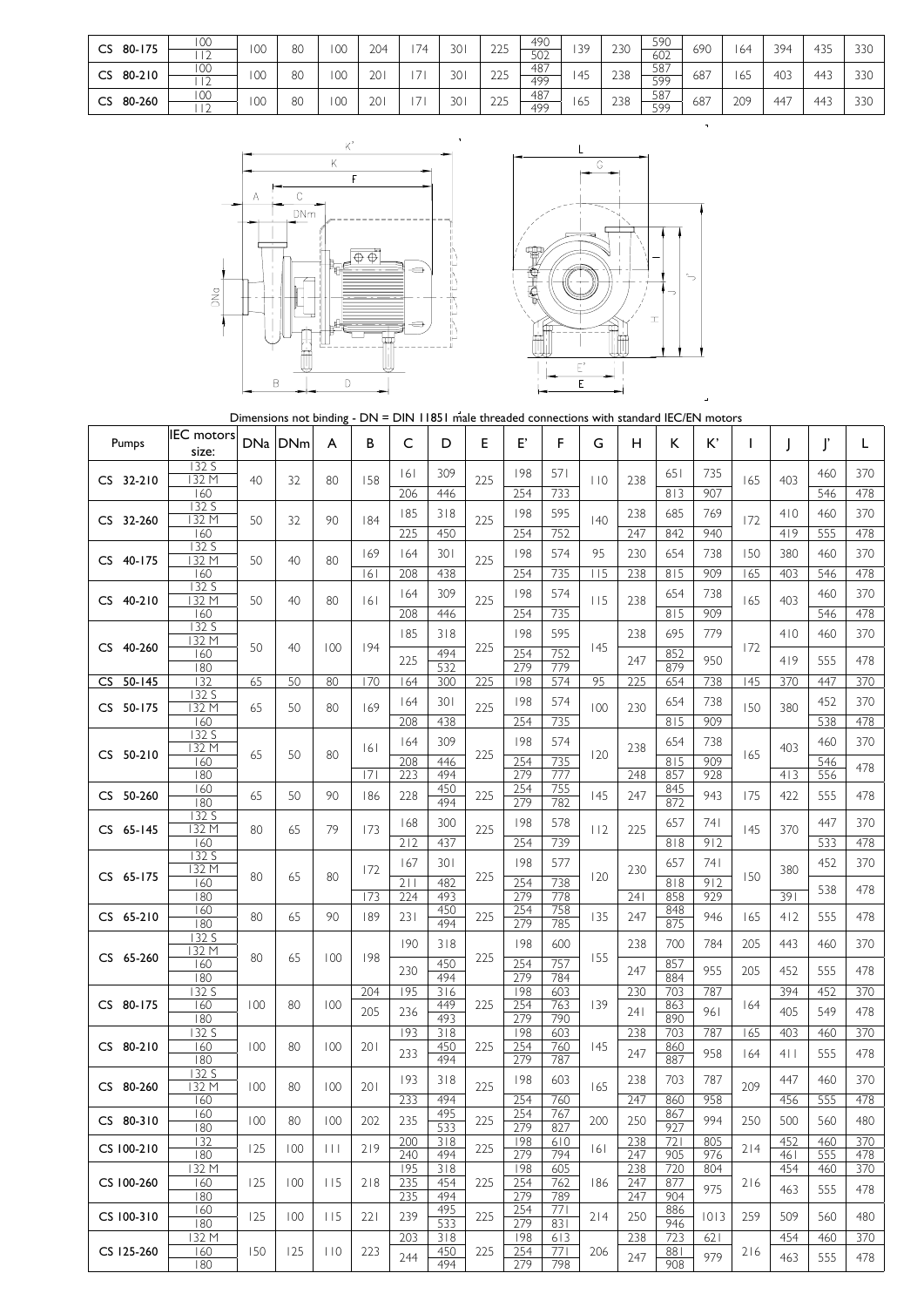| | | | | | | | | | | | | | | | | | | |
|---|---|---|---|---|---|---|---|---|---|---|---|---|---|---|---|---|---|---|
| CS 80-175 | 100 / 112 | 100 | 80 | 100 | 204 | 174 | 301 | 225 | 490 / 502 | 139 | 230 | 590 / 602 | 690 | 164 | 394 | 435 | 330 |
| CS 80-210 | 100 / 112 | 100 | 80 | 100 | 201 | 171 | 301 | 225 | 487 / 499 | 145 | 238 | 587 / 599 | 687 | 165 | 403 | 443 | 330 |
| CS 80-260 | 100 / 112 | 100 | 80 | 100 | 201 | 171 | 301 | 225 | 487 / 499 | 165 | 238 | 587 / 599 | 687 | 209 | 447 | 443 | 330 |

Dimensions not binding - DN = DIN 11851 male threaded connections with standard IEC/EN motors

| Pumps | IEC motors size: | DNa | DNm | A | B | C | D | E | E' | F | G | H | K | K' | I | J | J' | L |
|---|---|---|---|---|---|---|---|---|---|---|---|---|---|---|---|---|---|---|
| CS 32-210 | 132 S / 132 M | 40 | 32 | 80 | 158 | 161 | 309 | 225 | 198 | 571 | 110 | 238 | 651 | 735 | 165 | 403 | 460 | 370 |
| | 160 | | | | | 206 | 446 | | 254 | 733 | | | 813 | 907 | | | 546 | 478 |
| CS 32-260 | 132 S / 132 M | 50 | 32 | 90 | 184 | 185 | 318 | 225 | 198 | 595 | 140 | 238 | 685 | 769 | 172 | 410 | 460 | 370 |
| | 160 | | | | | 225 | 450 | | 254 | 752 | | 247 | 842 | 940 | | 419 | 555 | 478 |
| CS 40-175 | 132 S / 132 M | 50 | 40 | 80 | 169 | 164 | 301 | 225 | 198 | 574 | 95 | 230 | 654 | 738 | 150 | 380 | 460 | 370 |
| | 160 | | | | 161 | 208 | 438 | | 254 | 735 | 115 | 238 | 815 | 909 | 165 | 403 | 546 | 478 |
| CS 40-210 | 132 S / 132 M | 50 | 40 | 80 | 161 | 164 | 309 | 225 | 198 | 574 | 115 | 238 | 654 | 738 | 165 | 403 | 460 | 370 |
| | 160 | | | | | 208 | 446 | | 254 | 735 | | | 815 | 909 | | | 546 | 478 |
| CS 40-260 | 132 S / 132 M | 50 | 40 | 100 | 194 | 185 | 318 | 225 | 198 | 595 | 145 | 238 | 695 | 779 | 172 | 410 | 460 | 370 |
| | 160 | | | | | 225 | 494 | | 254 | 752 | | 247 | 852 | 950 | | 419 | 555 | 478 |
| | 180 | | | | | | 532 | | 279 | 779 | | | 879 | | | | | |
| CS 50-145 | 132 | 65 | 50 | 80 | 170 | 164 | 300 | 225 | 198 | 574 | 95 | 225 | 654 | 738 | 145 | 370 | 447 | 370 |
| CS 50-175 | 132 S / 132 M | 65 | 50 | 80 | 169 | 164 | 301 | 225 | 198 | 574 | 100 | 230 | 654 | 738 | 150 | 380 | 452 | 370 |
| | 160 | | | | | 208 | 438 | | 254 | 735 | | | 815 | 909 | | | 538 | 478 |
| CS 50-210 | 132 S / 132 M | 65 | 50 | 80 | 161 | 164 | 309 | 225 | 198 | 574 | 120 | 238 | 654 | 738 | 165 | 403 | 460 | 370 |
| | 160 | | | | | 208 | 446 | | 254 | 735 | | | 815 | 909 | | | 546 | 478 |
| | 180 | | | | 171 | 223 | 494 | | 279 | 777 | | 248 | 857 | 928 | | 413 | 556 | |
| CS 50-260 | 160 | 65 | 50 | 90 | 186 | 228 | 450 | 225 | 254 | 755 | 145 | 247 | 845 | 943 | 175 | 422 | 555 | 478 |
| | 180 | | | | | | 494 | | 279 | 782 | | | 872 | | | | | |
| CS 65-145 | 132 S / 132 M | 80 | 65 | 79 | 173 | 168 | 300 | 225 | 198 | 578 | 112 | 225 | 657 | 741 | 145 | 370 | 447 | 370 |
| | 160 | | | | | 212 | 437 | | 254 | 739 | | | 818 | 912 | | | 533 | 478 |
| CS 65-175 | 132 S / 132 M | 80 | 65 | 80 | 172 | 167 | 301 | 225 | 198 | 577 | 120 | 230 | 657 | 741 | 150 | 380 | 452 | 370 |
| | 160 | | | | | 211 | 482 | | 254 | 738 | | | 818 | 912 | | | 538 | 478 |
| | 180 | | | | 173 | 224 | 493 | | 279 | 778 | | 241 | 858 | 929 | | 391 | | |
| CS 65-210 | 160 | 80 | 65 | 90 | 189 | 231 | 450 | 225 | 254 | 758 | 135 | 247 | 848 | 946 | 165 | 412 | 555 | 478 |
| | 180 | | | | | | 494 | | 279 | 785 | | | 875 | | | | | |
| CS 65-260 | 132 S / 132 M | 80 | 65 | 100 | 198 | 190 | 318 | 225 | 198 | 600 | 155 | 238 | 700 | 784 | 205 | 443 | 460 | 370 |
| | 160 | | | | | 230 | 450 | | 254 | 757 | | 247 | 857 | 955 | 205 | 452 | 555 | 478 |
| | 180 | | | | | | 494 | | 279 | 784 | | | 884 | | | | | |
| CS 80-175 | 132 S | 100 | 80 | 100 | 204 | 195 | 316 | 225 | 198 | 603 | 139 | 230 | 703 | 787 | 164 | 394 | 452 | 370 |
| | 160 | | | | 205 | 236 | 449 | | 254 | 763 | | 241 | 863 | 961 | | 405 | 549 | 478 |
| | 180 | | | | | | 493 | | 279 | 790 | | | 890 | | | | | |
| CS 80-210 | 132 S | 100 | 80 | 100 | 201 | 193 | 318 | 225 | 198 | 603 | 145 | 238 | 703 | 787 | 165 | 403 | 460 | 370 |
| | 160 | | | | | 233 | 450 | | 254 | 760 | | 247 | 860 | 958 | 164 | 411 | 555 | 478 |
| | 180 | | | | | | 494 | | 279 | 787 | | | 887 | | | | | |
| CS 80-260 | 132 S / 132 M | 100 | 80 | 100 | 201 | 193 | 318 | 225 | 198 | 603 | 165 | 238 | 703 | 787 | 209 | 447 | 460 | 370 |
| | 160 | | | | | 233 | 494 | | 254 | 760 | | 247 | 860 | 958 | | 456 | 555 | 478 |
| CS 80-310 | 160 | 100 | 80 | 100 | 202 | 235 | 495 | 225 | 254 | 767 | 200 | 250 | 867 | 994 | 250 | 500 | 560 | 480 |
| | 180 | | | | | | 533 | | 279 | 827 | | | 927 | | | | | |
| CS 100-210 | 132 | 125 | 100 | 111 | 219 | 200 | 318 | 225 | 198 | 610 | 161 | 238 | 721 | 805 | 214 | 452 | 460 | 370 |
| | 180 | | | | | 240 | 494 | | 279 | 794 | | 247 | 905 | 976 | | 461 | 555 | 478 |
| CS 100-260 | 132 M | 125 | 100 | 115 | 218 | 195 | 318 | 225 | 198 | 605 | 186 | 238 | 720 | 804 | 216 | 454 | 460 | 370 |
| | 160 | | | | | 235 | 454 | | 254 | 762 | | 247 | 877 | 975 | | 463 | 555 | 478 |
| | 180 | | | | | 235 | 494 | | 279 | 789 | | 247 | 904 | | | | | |
| CS 100-310 | 160 | 125 | 100 | 115 | 221 | 239 | 495 | 225 | 254 | 771 | 214 | 250 | 886 | 1013 | 259 | 509 | 560 | 480 |
| | 180 | | | | | | 533 | | 279 | 831 | | | 946 | | | | | |
| CS 125-260 | 132 M | 150 | 125 | 110 | 223 | 203 | 318 | 225 | 198 | 613 | 206 | 238 | 723 | 621 | 216 | 454 | 460 | 370 |
| | 160 | | | | | 244 | 450 | | 254 | 771 | | 247 | 881 | 979 | | 463 | 555 | 478 |
| | 180 | | | | | | 494 | | 279 | 798 | | | 908 | | | | | |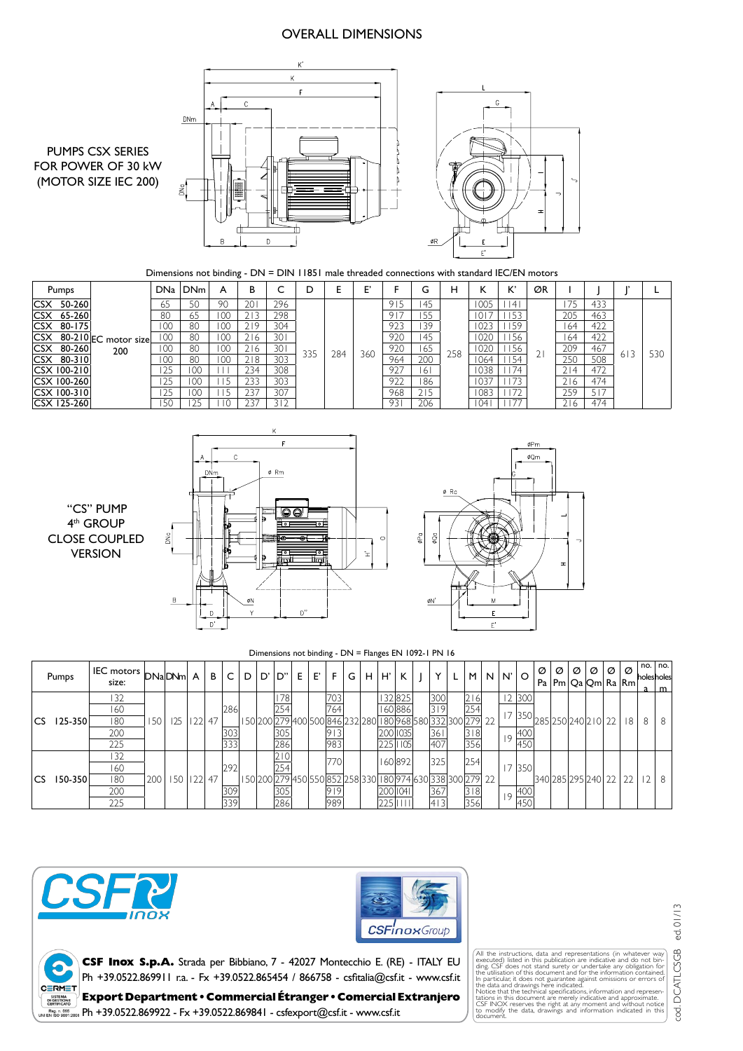# OVERALL DIMENSIONS

PUMPS CSX SERIES FOR POWER OF 30 kW (MOTOR SIZE IEC 200)

Dimensions not binding - DN = DIN 11851 male threaded connections with standard IEC/EN motors

| Pumps | | DNa | DNm | A | B | C | D | E | E' | F | G | H | K | K' | ØR | I | J | J' | L |
|---|---|---|---|---|---|---|---|---|---|---|---|---|---|---|---|---|---|---|---|
| CSX 50-260 | EC motor size 200 | 65 | 50 | 90 | 201 | 296 | 335 | 284 | 360 | 915 | 145 | 258 | 1005 | 1141 | 21 | 175 | 433 | 613 | 530 |
| CSX 65-260 | | 80 | 65 | 100 | 213 | 298 | | | | 917 | 155 | | 1017 | 1153 | | 205 | 463 | | |
| CSX 80-175 | | 100 | 80 | 100 | 219 | 304 | | | | 923 | 139 | | 1023 | 1159 | | 164 | 422 | | |
| CSX 80-210 | | 100 | 80 | 100 | 216 | 301 | | | | 920 | 145 | | 1020 | 1156 | | 164 | 422 | | |
| CSX 80-260 | | 100 | 80 | 100 | 216 | 301 | | | | 920 | 165 | | 1020 | 1156 | | 209 | 467 | | |
| CSX 80-310 | | 100 | 80 | 100 | 218 | 303 | | | | 964 | 200 | | 1064 | 1154 | | 250 | 508 | | |
| CSX 100-210 | | 125 | 100 | 111 | 234 | 308 | | | | 927 | 161 | | 1038 | 1174 | | 214 | 472 | | |
| CSX 100-260 | | 125 | 100 | 115 | 233 | 303 | | | | 922 | 186 | | 1037 | 1173 | | 216 | 474 | | |
| CSX 100-310 | | 125 | 100 | 115 | 237 | 307 | | | | 968 | 215 | | 1083 | 1172 | | 259 | 517 | | |
| CSX 125-260 | | 150 | 125 | 110 | 237 | 312 | | | | 931 | 206 | | 1041 | 1177 | | 216 | 474 | | |

"CS" PUMP 4th GROUP CLOSE COUPLED VERSION

Dimensions not binding - DN = Flanges EN 1092-1 PN 16

| Pumps | IEC motors size: | DNa | DNm | A | B | C | D | D' | D'' | E | E' | F | G | H | H' | K | J | Y | L | M | N | N' | O | Ø Pa | Ø Pm | Ø Qa | Ø Qm | Ø Ra | Ø Rm | no. holes a | no. holes m |
|---|---|---|---|---|---|---|---|---|---|---|---|---|---|---|---|---|---|---|---|---|---|---|---|---|---|---|---|---|---|---|---|
| CS 125-350 | 132 | 150 | 125 | 122 | 47 | 286 | 150 | 200 | 178 | 400 | 500 | 703 | 232 | 280 | 132 | 825 | 580 | 300 | 300 | 216 | 22 | 12 | 300 | 285 | 250 | 240 | 210 | 22 | 18 | 8 | 8 |
| | 160 | | | | | 286 | | | 254 | | | 764 | | | 160 | 886 | | 319 | | 254 | | 17 | 350 | | | | | | | | |
| | 180 | | | | | 286 | | | 279 | | | 846 | | | 180 | 968 | | 332 | | 279 | | 17 | 350 | | | | | | | | |
| | 200 | | | | | 303 | | | 305 | | | 913 | | | 200 | 1035 | | 361 | | 318 | | 19 | 400 | | | | | | | | |
| | 225 | | | | | 333 | | | 286 | | | 983 | | | 225 | 1105 | | 407 | | 356 | | 19 | 450 | | | | | | | | |
| CS 150-350 | 132 | 200 | 150 | 122 | 47 | 292 | 150 | 200 | 210 | 450 | 550 | 770 | 258 | 330 | 160 | 892 | 630 | 325 | 300 | 254 | 22 | 17 | 350 | 340 | 285 | 295 | 240 | 22 | 22 | 12 | 8 |
| | 160 | | | | | 292 | | | 254 | | | 770 | | | 160 | 892 | | 325 | | 254 | | 17 | 350 | | | | | | | | |
| | 180 | | | | | 292 | | | 279 | | | 852 | | | 180 | 974 | | 338 | | 279 | | 17 | 350 | | | | | | | | |
| | 200 | | | | | 309 | | | 305 | | | 919 | | | 200 | 1041 | | 367 | | 318 | | 19 | 400 | | | | | | | | |
| | 225 | | | | | 339 | | | 286 | | | 989 | | | 225 | 1111 | | 413 | | 356 | | 19 | 450 | | | | | | | | |

**CSF Inox S.p.A.** Strada per Bibbiano, 7 - 42027 Montecchio E. (RE) - ITALY EU
Ph +39.0522.869911 r.a. - Fx +39.0522.865454 / 866758 - csfitalia@csf.it - www.csf.it

**Export Department • Commercial Étranger • Comercial Extranjero**
Ph +39.0522.869922 - Fx +39.0522.869841 - csfexport@csf.it - www.csf.it

All the instructions, data and representations (in whatever way executed) listed in this publication are indicative and do not binding. CSF does not stand surety or undertake any obligation for the utilisation of this document and for the information contained. In particular, it does not guarantee against omissions or errors of the data and drawings here indicated.
Notice that the technical specifications, information and representations in this document are merely indicative and approximate. CSF INOX reserves the right at any moment and without notice to modify the data, drawings and information indicated in this document.

cod. DCATLCSGB ed.01/13